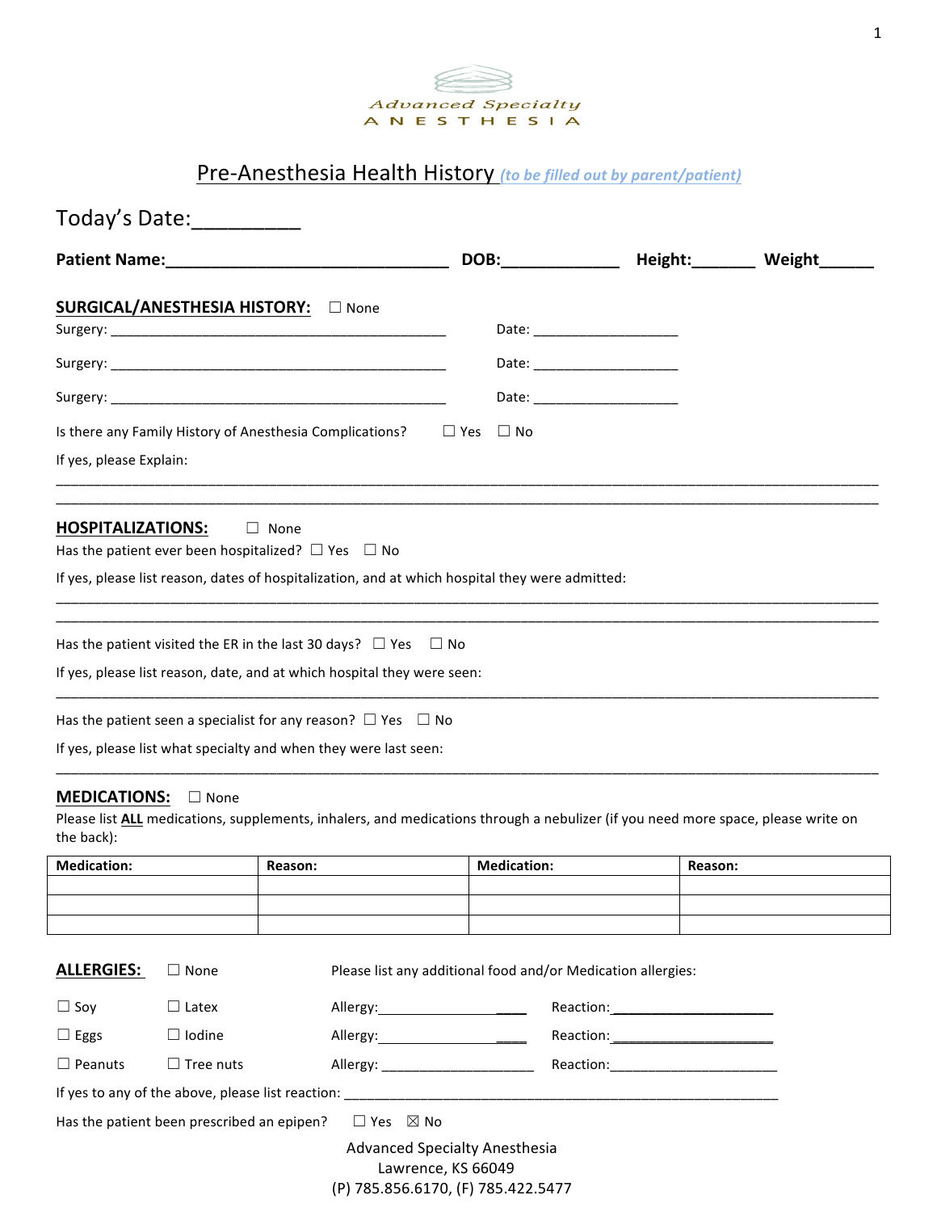Advanced Specialty
ANESTHESIA

# Pre-Anesthesia Health History *(to be filled out by parent/patient)*

Today's Date:__________

**Patient Name:_______________________________ DOB:____________ Height:_______ Weight______**

## SURGICAL/ANESTHESIA HISTORY: ☐ None

Surgery: _____________________________________________ Date: ___________________

Surgery: _____________________________________________ Date: ___________________

Surgery: _____________________________________________ Date: ___________________

Is there any Family History of Anesthesia Complications? ☐ Yes ☐ No

If yes, please Explain:

___________________________________________________________________________________________________

___________________________________________________________________________________________________

## HOSPITALIZATIONS: ☐ None

Has the patient ever been hospitalized? ☐ Yes ☐ No

If yes, please list reason, dates of hospitalization, and at which hospital they were admitted:

___________________________________________________________________________________________________

___________________________________________________________________________________________________

Has the patient visited the ER in the last 30 days? ☐ Yes ☐ No

If yes, please list reason, date, and at which hospital they were seen:

___________________________________________________________________________________________________

Has the patient seen a specialist for any reason? ☐ Yes ☐ No

If yes, please list what specialty and when they were last seen:

___________________________________________________________________________________________________

## MEDICATIONS: ☐ None

Please list **ALL** medications, supplements, inhalers, and medications through a nebulizer (if you need more space, please write on the back):

| Medication: | Reason: | Medication: | Reason: |
|---|---|---|---|
| | | | |
| | | | |
| | | | |

## ALLERGIES: ☐ None

Please list any additional food and/or Medication allergies:

☐ Soy ☐ Latex Allergy:_____________________ Reaction:_____________________

☐ Eggs ☐ Iodine Allergy:_____________________ Reaction:_____________________

☐ Peanuts ☐ Tree nuts Allergy: ____________________ Reaction:_____________________

If yes to any of the above, please list reaction: ____________________________________________________________

Has the patient been prescribed an epipen? ☐ Yes ☒ No

Advanced Specialty Anesthesia
Lawrence, KS 66049
(P) 785.856.6170, (F) 785.422.5477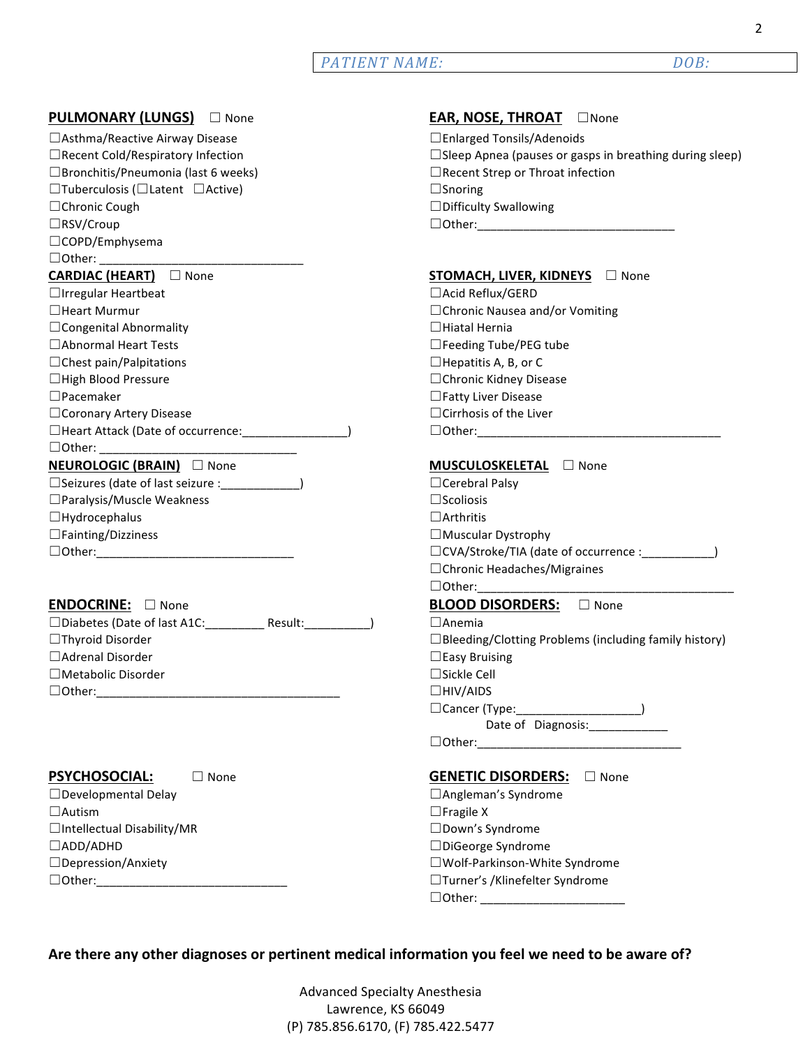*PATIENT NAME:* *DOB:*

**PULMONARY (LUNGS)** ☐ None

☐Asthma/Reactive Airway Disease
☐Recent Cold/Respiratory Infection
☐Bronchitis/Pneumonia (last 6 weeks)
☐Tuberculosis (☐Latent ☐Active)
☐Chronic Cough
☐RSV/Croup
☐COPD/Emphysema
☐Other: ______________________________

**CARDIAC (HEART)** ☐ None

☐Irregular Heartbeat
☐Heart Murmur
☐Congenital Abnormality
☐Abnormal Heart Tests
☐Chest pain/Palpitations
☐High Blood Pressure
☐Pacemaker
☐Coronary Artery Disease
☐Heart Attack (Date of occurrence:_______________)
☐Other: ____________________________

**NEUROLOGIC (BRAIN)** ☐ None

☐Seizures (date of last seizure :___________)
☐Paralysis/Muscle Weakness
☐Hydrocephalus
☐Fainting/Dizziness
☐Other:_____________________________

**ENDOCRINE:** ☐ None

☐Diabetes (Date of last A1C:_________ Result:__________)
☐Thyroid Disorder
☐Adrenal Disorder
☐Metabolic Disorder
☐Other:_____________________________________

**PSYCHOSOCIAL:** ☐ None

☐Developmental Delay
☐Autism
☐Intellectual Disability/MR
☐ADD/ADHD
☐Depression/Anxiety
☐Other:____________________________

**EAR, NOSE, THROAT** ☐None

☐Enlarged Tonsils/Adenoids
☐Sleep Apnea (pauses or gasps in breathing during sleep)
☐Recent Strep or Throat infection
☐Snoring
☐Difficulty Swallowing
☐Other:_____________________________

**STOMACH, LIVER, KIDNEYS** ☐ None

☐Acid Reflux/GERD
☐Chronic Nausea and/or Vomiting
☐Hiatal Hernia
☐Feeding Tube/PEG tube
☐Hepatitis A, B, or C
☐Chronic Kidney Disease
☐Fatty Liver Disease
☐Cirrhosis of the Liver
☐Other:____________________________________

**MUSCULOSKELETAL** ☐ None

☐Cerebral Palsy
☐Scoliosis
☐Arthritis
☐Muscular Dystrophy
☐CVA/Stroke/TIA (date of occurrence :___________)
☐Chronic Headaches/Migraines
☐Other:______________________________________

**BLOOD DISORDERS:** ☐ None

☐Anemia
☐Bleeding/Clotting Problems (including family history)
☐Easy Bruising
☐Sickle Cell
☐HIV/AIDS
☐Cancer (Type:___________________)
Date of Diagnosis:____________
☐Other:______________________________

**GENETIC DISORDERS:** ☐ None

☐Angleman's Syndrome
☐Fragile X
☐Down's Syndrome
☐DiGeorge Syndrome
☐Wolf-Parkinson-White Syndrome
☐Turner's /Klinefelter Syndrome
☐Other: _____________________

**Are there any other diagnoses or pertinent medical information you feel we need to be aware of?**

Advanced Specialty Anesthesia
Lawrence, KS 66049
(P) 785.856.6170, (F) 785.422.5477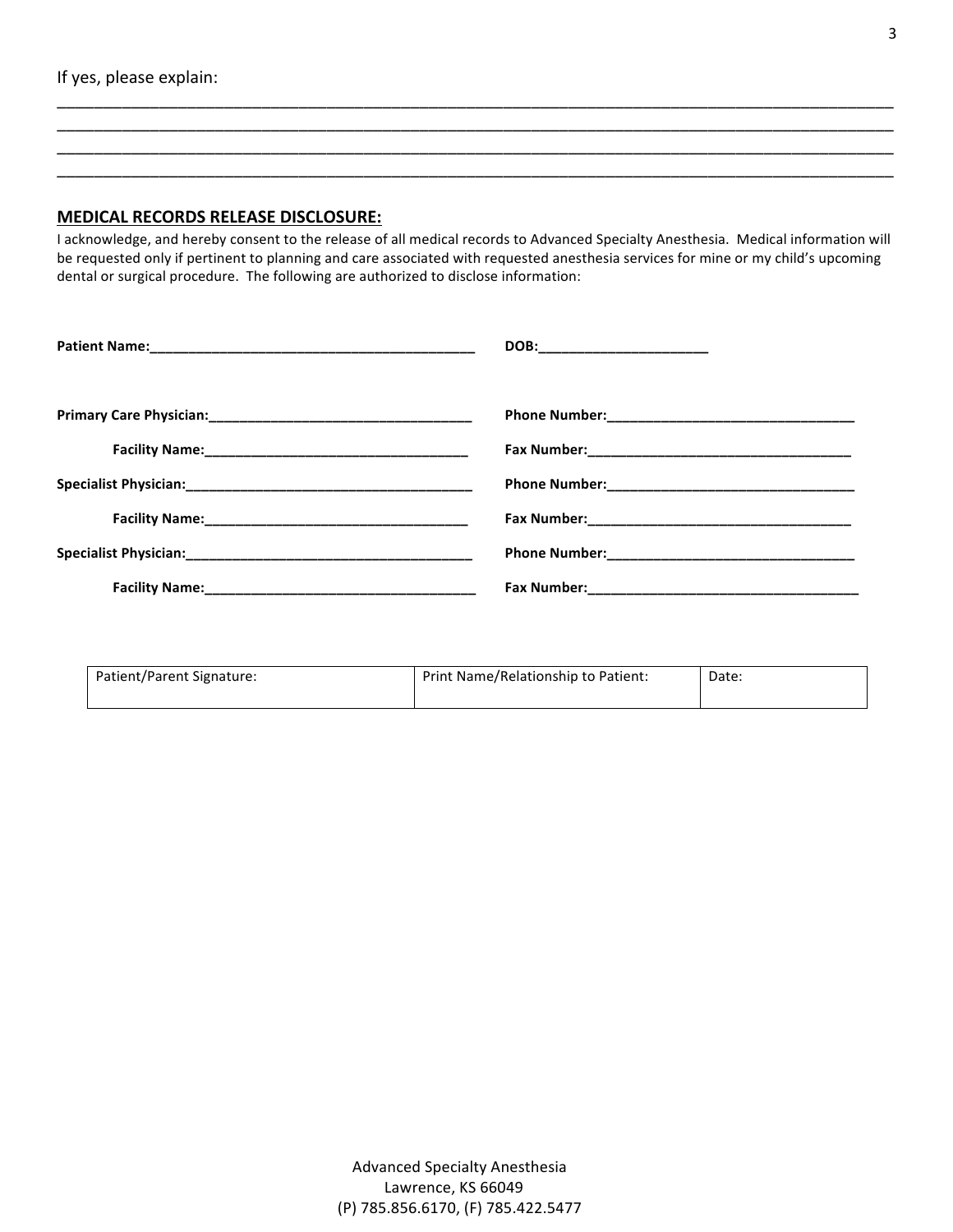If yes, please explain:

\_\_\_\_\_\_\_\_\_\_\_\_\_\_\_\_\_\_\_\_\_\_\_\_\_\_\_\_\_\_\_\_\_\_\_\_\_\_\_\_\_\_\_\_\_\_\_\_\_\_\_\_\_\_\_\_\_\_\_\_\_\_\_\_\_\_\_\_\_\_\_\_\_\_\_\_\_\_

\_\_\_\_\_\_\_\_\_\_\_\_\_\_\_\_\_\_\_\_\_\_\_\_\_\_\_\_\_\_\_\_\_\_\_\_\_\_\_\_\_\_\_\_\_\_\_\_\_\_\_\_\_\_\_\_\_\_\_\_\_\_\_\_\_\_\_\_\_\_\_\_\_\_\_\_\_\_

\_\_\_\_\_\_\_\_\_\_\_\_\_\_\_\_\_\_\_\_\_\_\_\_\_\_\_\_\_\_\_\_\_\_\_\_\_\_\_\_\_\_\_\_\_\_\_\_\_\_\_\_\_\_\_\_\_\_\_\_\_\_\_\_\_\_\_\_\_\_\_\_\_\_\_\_\_\_

\_\_\_\_\_\_\_\_\_\_\_\_\_\_\_\_\_\_\_\_\_\_\_\_\_\_\_\_\_\_\_\_\_\_\_\_\_\_\_\_\_\_\_\_\_\_\_\_\_\_\_\_\_\_\_\_\_\_\_\_\_\_\_\_\_\_\_\_\_\_\_\_\_\_\_\_\_\_

## MEDICAL RECORDS RELEASE DISCLOSURE:

I acknowledge, and hereby consent to the release of all medical records to Advanced Specialty Anesthesia. Medical information will be requested only if pertinent to planning and care associated with requested anesthesia services for mine or my child's upcoming dental or surgical procedure. The following are authorized to disclose information:

**Patient Name:**\_\_\_\_\_\_\_\_\_\_\_\_\_\_\_\_\_\_\_\_\_\_\_\_\_\_\_\_\_\_\_\_\_\_\_\_\_\_\_\_ **DOB:**\_\_\_\_\_\_\_\_\_\_\_\_\_\_\_\_\_\_\_\_\_\_

**Primary Care Physician:**\_\_\_\_\_\_\_\_\_\_\_\_\_\_\_\_\_\_\_\_\_\_\_\_\_\_\_\_\_\_\_\_\_\_ **Phone Number:**\_\_\_\_\_\_\_\_\_\_\_\_\_\_\_\_\_\_\_\_\_\_\_\_\_\_\_\_\_\_\_\_

**Facility Name:**\_\_\_\_\_\_\_\_\_\_\_\_\_\_\_\_\_\_\_\_\_\_\_\_\_\_\_\_\_\_\_\_\_\_ **Fax Number:**\_\_\_\_\_\_\_\_\_\_\_\_\_\_\_\_\_\_\_\_\_\_\_\_\_\_\_\_\_\_\_\_\_\_

**Specialist Physician:**\_\_\_\_\_\_\_\_\_\_\_\_\_\_\_\_\_\_\_\_\_\_\_\_\_\_\_\_\_\_\_\_\_\_\_\_\_ **Phone Number:**\_\_\_\_\_\_\_\_\_\_\_\_\_\_\_\_\_\_\_\_\_\_\_\_\_\_\_\_\_\_\_\_

**Facility Name:**\_\_\_\_\_\_\_\_\_\_\_\_\_\_\_\_\_\_\_\_\_\_\_\_\_\_\_\_\_\_\_\_\_\_ **Fax Number:**\_\_\_\_\_\_\_\_\_\_\_\_\_\_\_\_\_\_\_\_\_\_\_\_\_\_\_\_\_\_\_\_\_\_

**Specialist Physician:**\_\_\_\_\_\_\_\_\_\_\_\_\_\_\_\_\_\_\_\_\_\_\_\_\_\_\_\_\_\_\_\_\_\_\_\_\_ **Phone Number:**\_\_\_\_\_\_\_\_\_\_\_\_\_\_\_\_\_\_\_\_\_\_\_\_\_\_\_\_\_\_\_\_

**Facility Name:**\_\_\_\_\_\_\_\_\_\_\_\_\_\_\_\_\_\_\_\_\_\_\_\_\_\_\_\_\_\_\_\_\_\_\_ **Fax Number:**\_\_\_\_\_\_\_\_\_\_\_\_\_\_\_\_\_\_\_\_\_\_\_\_\_\_\_\_\_\_\_\_\_\_\_

| Patient/Parent Signature: | Print Name/Relationship to Patient: | Date: |
|---|---|---|
| | | |

Advanced Specialty Anesthesia
Lawrence, KS 66049
(P) 785.856.6170, (F) 785.422.5477